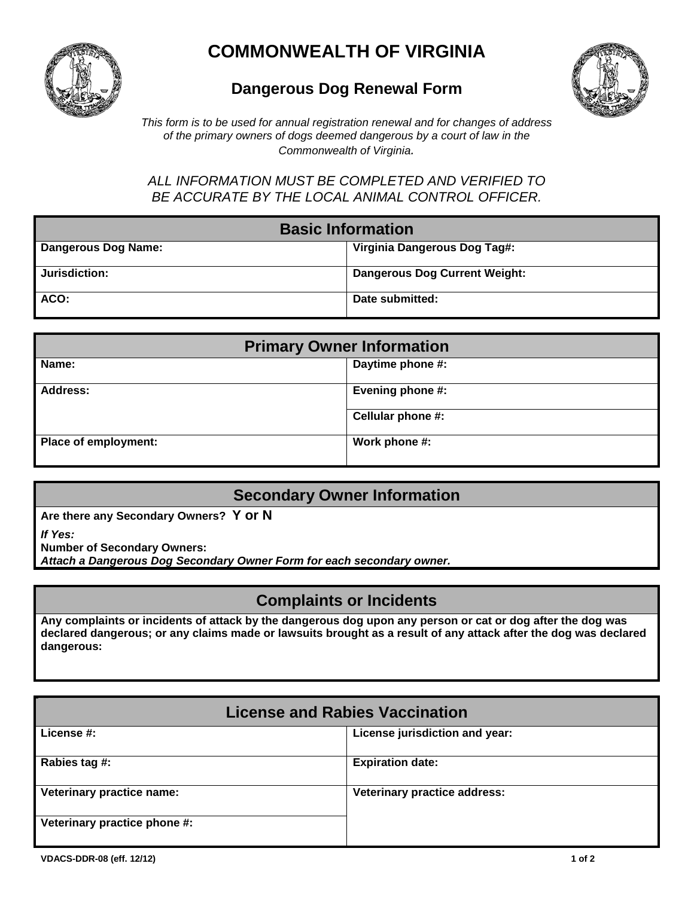# COMMONWEALTH OF VIRGINIA

## Dangerous Dog Renewal Form

*This form is to be used for annual registration renewal and for changes of address of the primary owners of dogs deemed dangerous by a court of law in the Commonwealth of Virginia.*

*ALL INFORMATION MUST BE COMPLETED AND VERIFIED TO BE ACCURATE BY THE LOCAL ANIMAL CONTROL OFFICER.*

| Basic Information | |
|---|---|
| **Dangerous Dog Name:** | **Virginia Dangerous Dog Tag#:** |
| **Jurisdiction:** | **Dangerous Dog Current Weight:** |
| **ACO:** | **Date submitted:** |

| Primary Owner Information | |
|---|---|
| **Name:** | **Daytime phone #:** |
| **Address:** | **Evening phone #:** |
| | **Cellular phone #:** |
| **Place of employment:** | **Work phone #:** |

### Secondary Owner Information

**Are there any Secondary Owners? Y or N**

***If Yes:***

**Number of Secondary Owners:**

***Attach a Dangerous Dog Secondary Owner Form for each secondary owner.***

### Complaints or Incidents

**Any complaints or incidents of attack by the dangerous dog upon any person or cat or dog after the dog was declared dangerous; or any claims made or lawsuits brought as a result of any attack after the dog was declared dangerous:**

| License and Rabies Vaccination | |
|---|---|
| **License #:** | **License jurisdiction and year:** |
| **Rabies tag #:** | **Expiration date:** |
| **Veterinary practice name:** | **Veterinary practice address:** |
| **Veterinary practice phone #:** | |

VDACS-DDR-08 (eff. 12/12)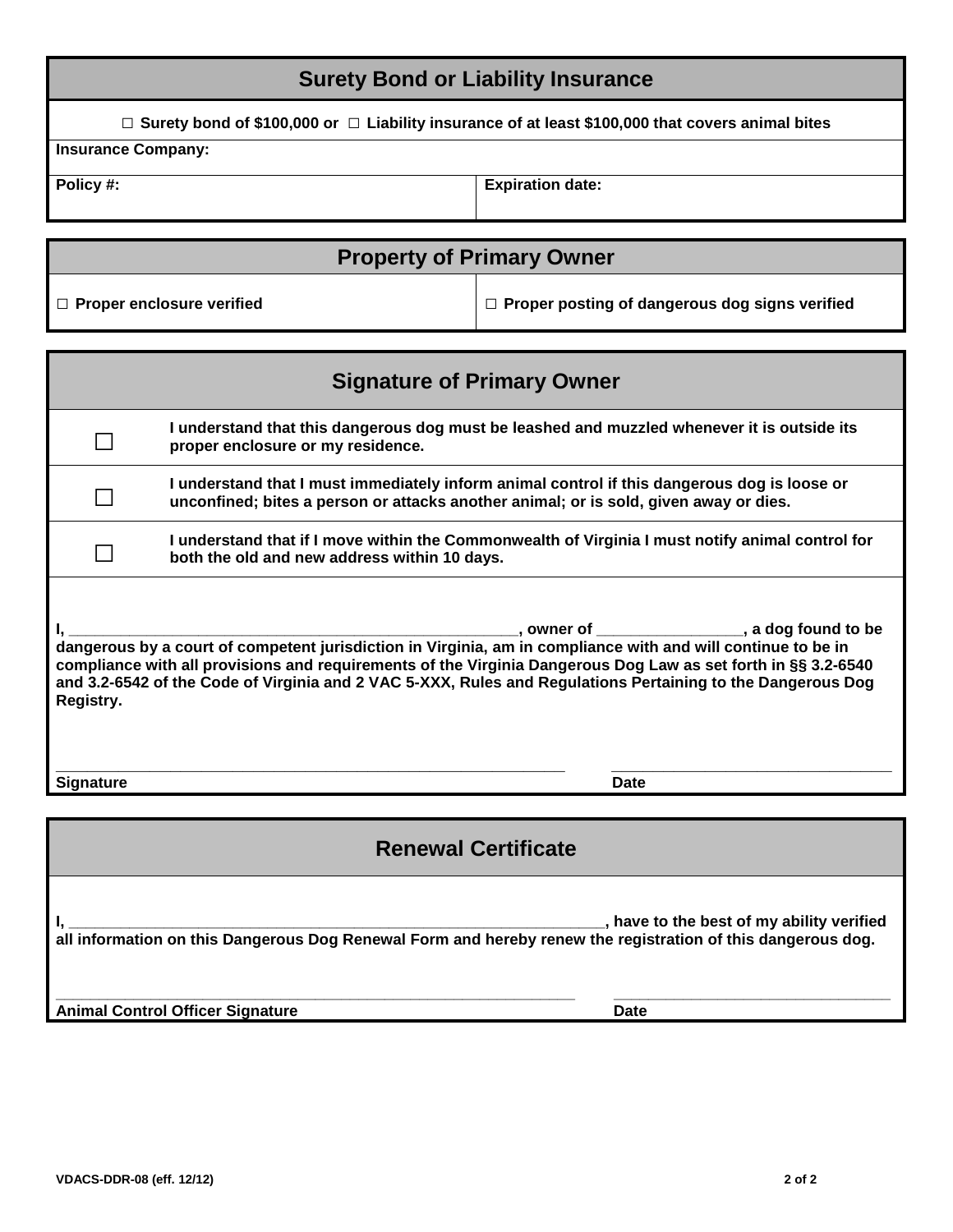## Surety Bond or Liability Insurance

☐ **Surety bond of $100,000 or** ☐ **Liability insurance of at least $100,000 that covers animal bites**

| | |
|---|---|
| **Insurance Company:** | |
| **Policy #:** | **Expiration date:** |

## Property of Primary Owner

| | |
|---|---|
| ☐ **Proper enclosure verified** | ☐ **Proper posting of dangerous dog signs verified** |

## Signature of Primary Owner

| | |
|---|---|
| ☐ | **I understand that this dangerous dog must be leashed and muzzled whenever it is outside its proper enclosure or my residence.** |
| ☐ | **I understand that I must immediately inform animal control if this dangerous dog is loose or unconfined; bites a person or attacks another animal; or is sold, given away or dies.** |
| ☐ | **I understand that if I move within the Commonwealth of Virginia I must notify animal control for both the old and new address within 10 days.** |

**I, ______________________________________________________, owner of ________________, a dog found to be dangerous by a court of competent jurisdiction in Virginia, am in compliance with and will continue to be in compliance with all provisions and requirements of the Virginia Dangerous Dog Law as set forth in §§ 3.2-6540 and 3.2-6542 of the Code of Virginia and 2 VAC 5-XXX, Rules and Regulations Pertaining to the Dangerous Dog Registry.**

______________________________________________________________ ________________________________

**Signature** **Date**

## Renewal Certificate

**I, __________________________________________________________________, have to the best of my ability verified all information on this Dangerous Dog Renewal Form and hereby renew the registration of this dangerous dog.**

______________________________________________________________ ________________________________

**Animal Control Officer Signature** **Date**

**VDACS-DDR-08 (eff. 12/12)**